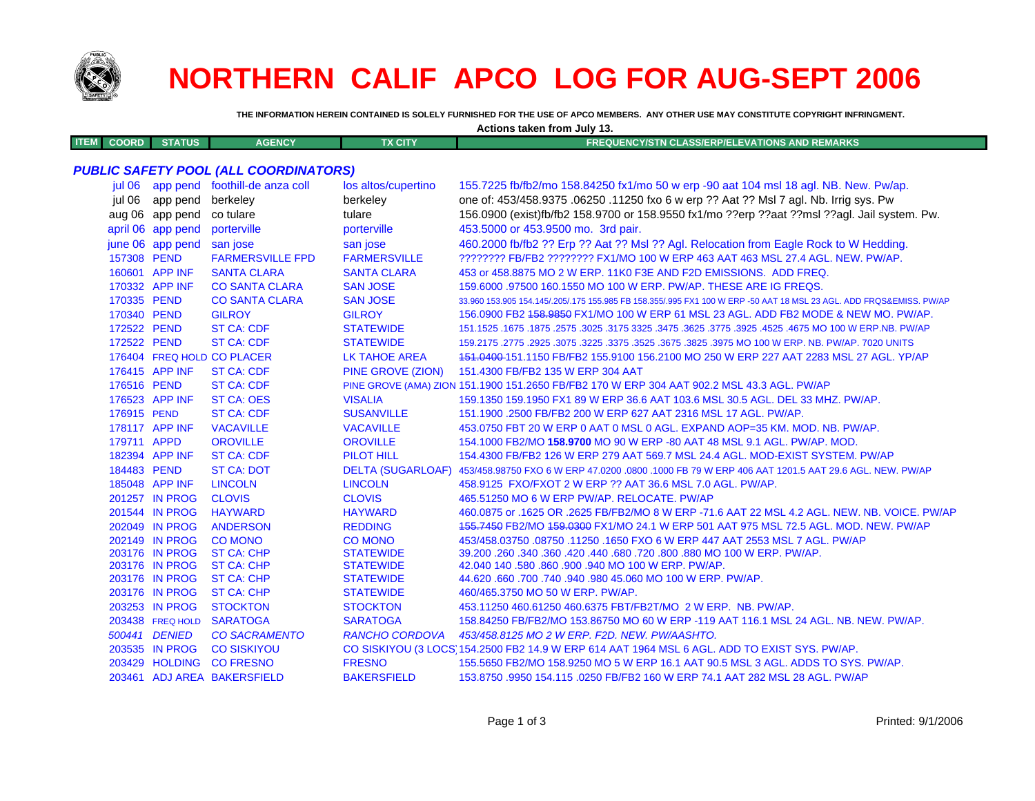# NORTHERN CALIF APCO LOG FOR AUG-SEPT 2006

**THE INFORMATION HEREIN CONTAINED IS SOLELY FURNISHED FOR THE USE OF APCO MEMBERS. ANY OTHER USE MAY CONSTITUTE COPYRIGHT INFRINGMENT.**

**Actions taken from July 13.**

| ITEM | COORD | STATUS | AGENCY | TX CITY | FREQUENCY/STN CLASS/ERP/ELEVATIONS AND REMARKS |
|---|---|---|---|---|---|

### *PUBLIC SAFETY POOL (ALL COORDINATORS)*

| ITEM | COORD | STATUS | AGENCY | TX CITY | FREQUENCY/STN CLASS/ERP/ELEVATIONS AND REMARKS |
|---|---|---|---|---|---|
| | jul 06 | app pend | foothill-de anza coll | los altos/cupertino | 155.7225 fb/fb2/mo 158.84250 fx1/mo 50 w erp -90 aat 104 msl 18 agl. NB. New. Pw/ap. |
| | jul 06 | app pend | berkeley | berkeley | one of: 453/458.9375 .06250 .11250 fxo 6 w erp ?? Aat ?? Msl 7 agl. Nb. Irrig sys. Pw |
| | aug 06 | app pend | co tulare | tulare | 156.0900 (exist)fb/fb2 158.9700 or 158.9550 fx1/mo ??erp ??aat ??msl ??agl. Jail system. Pw. |
| | april 06 | app pend | porterville | porterville | 453.5000 or 453.9500 mo. 3rd pair. |
| | june 06 | app pend | san jose | san jose | 460.2000 fb/fb2 ?? Erp ?? Aat ?? Msl ?? Agl. Relocation from Eagle Rock to W Hedding. |
| | 157308 | PEND | FARMERSVILLE FPD | FARMERSVILLE | ???????? FB/FB2 ???????? FX1/MO 100 W ERP 463 AAT 463 MSL 27.4 AGL. NEW. PW/AP. |
| | 160601 | APP INF | SANTA CLARA | SANTA CLARA | 453 or 458.8875 MO 2 W ERP. 11K0 F3E AND F2D EMISSIONS. ADD FREQ. |
| | 170332 | APP INF | CO SANTA CLARA | SAN JOSE | 159.6000 .97500 160.1550 MO 100 W ERP. PW/AP. THESE ARE IG FREQS. |
| | 170335 | PEND | CO SANTA CLARA | SAN JOSE | 33.960 153.905 154.145/.205/.175 155.985 FB 158.355/.995 FX1 100 W ERP -50 AAT 18 MSL 23 AGL. ADD FRQS&EMISS. PW/AP |
| | 170340 | PEND | GILROY | GILROY | 156.0900 FB2 ~~158.9850~~ FX1/MO 100 W ERP 61 MSL 23 AGL. ADD FB2 MODE & NEW MO. PW/AP. |
| | 172522 | PEND | ST CA: CDF | STATEWIDE | 151.1525 .1675 .1875 .2575 .3025 .3175 3325 .3475 .3625 .3775 .3925 .4525 .4675 MO 100 W ERP.NB. PW/AP |
| | 172522 | PEND | ST CA: CDF | STATEWIDE | 159.2175 .2775 .2925 .3075 .3225 .3375 .3525 .3675 .3825 .3975 MO 100 W ERP. NB. PW/AP. 7020 UNITS |
| | 176404 | FREQ HOLD | CO PLACER | LK TAHOE AREA | ~~151.0400~~ 151.1150 FB/FB2 155.9100 156.2100 MO 250 W ERP 227 AAT 2283 MSL 27 AGL. YP/AP |
| | 176415 | APP INF | ST CA: CDF | PINE GROVE (ZION) | 151.4300 FB/FB2 135 W ERP 304 AAT |
| | 176516 | PEND | ST CA: CDF | PINE GROVE (AMA) ZION | 151.1900 151.2650 FB/FB2 170 W ERP 304 AAT 902.2 MSL 43.3 AGL. PW/AP |
| | 176523 | APP INF | ST CA: OES | VISALIA | 159.1350 159.1950 FX1 89 W ERP 36.6 AAT 103.6 MSL 30.5 AGL. DEL 33 MHZ. PW/AP. |
| | 176915 | PEND | ST CA: CDF | SUSANVILLE | 151.1900 .2500 FB/FB2 200 W ERP 627 AAT 2316 MSL 17 AGL. PW/AP. |
| | 178117 | APP INF | VACAVILLE | VACAVILLE | 453.0750 FBT 20 W ERP 0 AAT 0 MSL 0 AGL. EXPAND AOP=35 KM. MOD. NB. PW/AP. |
| | 179711 | APPD | OROVILLE | OROVILLE | 154.1000 FB2/MO **158.9700** MO 90 W ERP -80 AAT 48 MSL 9.1 AGL. PW/AP. MOD. |
| | 182394 | APP INF | ST CA: CDF | PILOT HILL | 154.4300 FB/FB2 126 W ERP 279 AAT 569.7 MSL 24.4 AGL. MOD-EXIST SYSTEM. PW/AP |
| | 184483 | PEND | ST CA: DOT | DELTA (SUGARLOAF) | 453/458.98750 FXO 6 W ERP 47.0200 .0800 .1000 FB 79 W ERP 406 AAT 1201.5 AAT 29.6 AGL. NEW. PW/AP |
| | 185048 | APP INF | LINCOLN | LINCOLN | 458.9125 FXO/FXOT 2 W ERP ?? AAT 36.6 MSL 7.0 AGL. PW/AP. |
| | 201257 | IN PROG | CLOVIS | CLOVIS | 465.51250 MO 6 W ERP PW/AP. RELOCATE. PW/AP |
| | 201544 | IN PROG | HAYWARD | HAYWARD | 460.0875 or .1625 OR .2625 FB/FB2/MO 8 W ERP -71.6 AAT 22 MSL 4.2 AGL. NEW. NB. VOICE. PW/AP |
| | 202049 | IN PROG | ANDERSON | REDDING | ~~155.7450~~ FB2/MO ~~159.0300~~ FX1/MO 24.1 W ERP 501 AAT 975 MSL 72.5 AGL. MOD. NEW. PW/AP |
| | 202149 | IN PROG | CO MONO | CO MONO | 453/458.03750 .08750 .11250 .1650 FXO 6 W ERP 447 AAT 2553 MSL 7 AGL. PW/AP |
| | 203176 | IN PROG | ST CA: CHP | STATEWIDE | 39.200 .260 .340 .360 .420 .440 .680 .720 .800 .880 MO 100 W ERP. PW/AP. |
| | 203176 | IN PROG | ST CA: CHP | STATEWIDE | 42.040 140 .580 .860 .900 .940 MO 100 W ERP. PW/AP. |
| | 203176 | IN PROG | ST CA: CHP | STATEWIDE | 44.620 .660 .700 .740 .940 .980 45.060 MO 100 W ERP. PW/AP. |
| | 203176 | IN PROG | ST CA: CHP | STATEWIDE | 460/465.3750 MO 50 W ERP. PW/AP. |
| | 203253 | IN PROG | STOCKTON | STOCKTON | 453.11250 460.61250 460.6375 FBT/FB2T/MO 2 W ERP. NB. PW/AP. |
| | 203438 | FREQ HOLD | SARATOGA | SARATOGA | 158.84250 FB/FB2/MO 153.86750 MO 60 W ERP -119 AAT 116.1 MSL 24 AGL. NB. NEW. PW/AP. |
| | *500441* | *DENIED* | *CO SACRAMENTO* | *RANCHO CORDOVA* | *453/458.8125 MO 2 W ERP. F2D. NEW. PW/AASHTO.* |
| | 203535 | IN PROG | CO SISKIYOU | CO SISKIYOU (3 LOCS) | 154.2500 FB2 14.9 W ERP 614 AAT 1964 MSL 6 AGL. ADD TO EXIST SYS. PW/AP. |
| | 203429 | HOLDING | CO FRESNO | FRESNO | 155.5650 FB2/MO 158.9250 MO 5 W ERP 16.1 AAT 90.5 MSL 3 AGL. ADDS TO SYS. PW/AP. |
| | 203461 | ADJ AREA | BAKERSFIELD | BAKERSFIELD | 153.8750 .9950 154.115 .0250 FB/FB2 160 W ERP 74.1 AAT 282 MSL 28 AGL. PW/AP |

Printed: 9/1/2006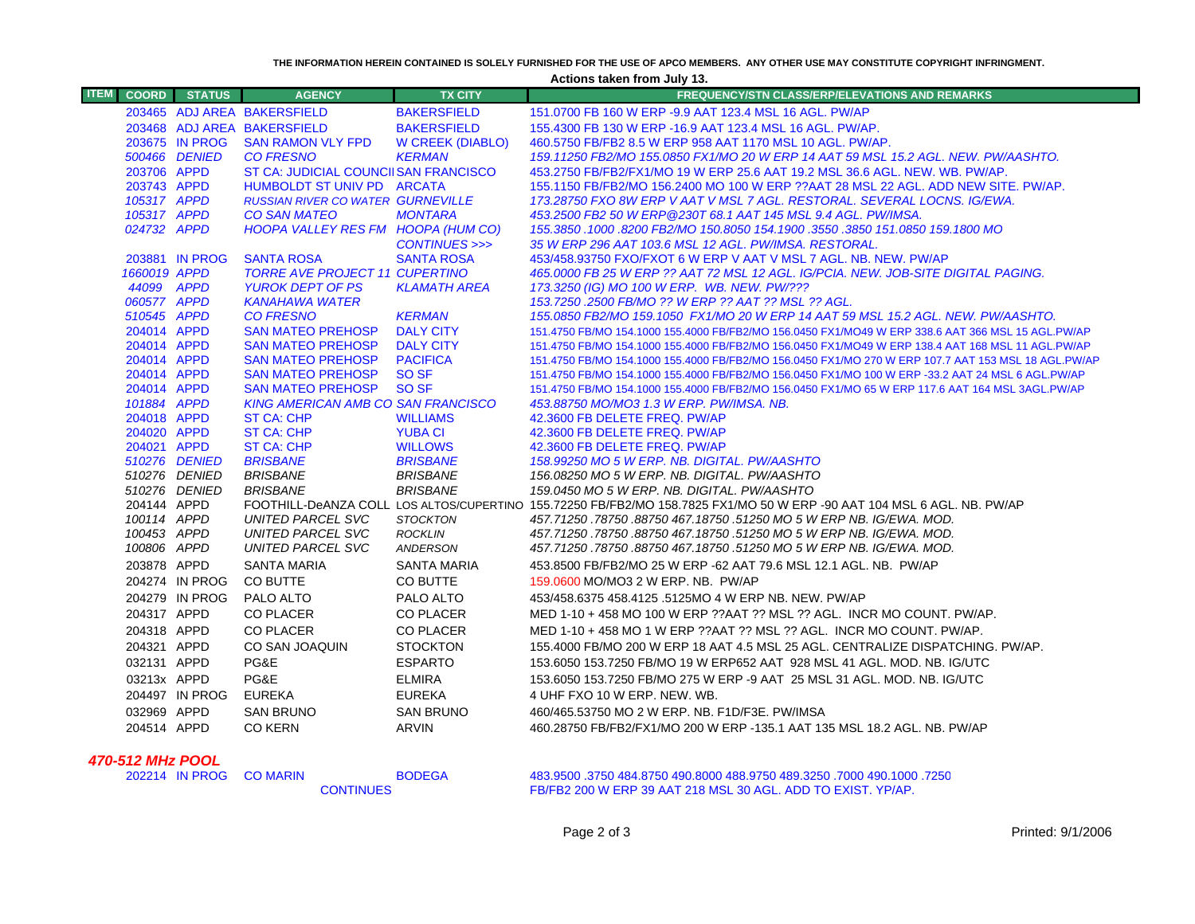THE INFORMATION HEREIN CONTAINED IS SOLELY FURNISHED FOR THE USE OF APCO MEMBERS. ANY OTHER USE MAY CONSTITUTE COPYRIGHT INFRINGMENT.

**Actions taken from July 13.**

| ITEM | COORD | STATUS | AGENCY | TX CITY | FREQUENCY/STN CLASS/ERP/ELEVATIONS AND REMARKS |
|---|---|---|---|---|---|
| | 203465 | ADJ AREA | BAKERSFIELD | BAKERSFIELD | 151.0700 FB 160 W ERP -9.9 AAT 123.4 MSL 16 AGL. PW/AP |
| | 203468 | ADJ AREA | BAKERSFIELD | BAKERSFIELD | 155.4300 FB 130 W ERP -16.9 AAT 123.4 MSL 16 AGL. PW/AP. |
| | 203675 | IN PROG | SAN RAMON VLY FPD | W CREEK (DIABLO) | 460.5750 FB/FB2 8.5 W ERP 958 AAT 1170 MSL 10 AGL. PW/AP. |
| | 500466 | DENIED | CO FRESNO | KERMAN | 159.11250 FB2/MO 155.0850 FX1/MO 20 W ERP 14 AAT 59 MSL 15.2 AGL. NEW. PW/AASHTO. |
| | 203706 | APPD | ST CA: JUDICIAL COUNCIL | SAN FRANCISCO | 453.2750 FB/FB2/FX1/MO 19 W ERP 25.6 AAT 19.2 MSL 36.6 AGL. NEW. WB. PW/AP. |
| | 203743 | APPD | HUMBOLDT ST UNIV PD | ARCATA | 155.1150 FB/FB2/MO 156.2400 MO 100 W ERP ??AAT 28 MSL 22 AGL. ADD NEW SITE. PW/AP. |
| | 105317 | APPD | RUSSIAN RIVER CO WATER | GURNEVILLE | 173.28750 FXO 8W ERP V AAT V MSL 7 AGL. RESTORAL. SEVERAL LOCNS. IG/EWA. |
| | 105317 | APPD | CO SAN MATEO | MONTARA | 453.2500 FB2 50 W ERP@230T 68.1 AAT 145 MSL 9.4 AGL. PW/IMSA. |
| | 024732 | APPD | HOOPA VALLEY RES FM | HOOPA (HUM CO) | 155.3850 .1000 .8200 FB2/MO 150.8050 154.1900 .3550 .3850 151.0850 159.1800 MO |
| | | | | CONTINUES >>> | 35 W ERP 296 AAT 103.6 MSL 12 AGL. PW/IMSA. RESTORAL. |
| | 203881 | IN PROG | SANTA ROSA | SANTA ROSA | 453/458.93750 FXO/FXOT 6 W ERP V AAT V MSL 7 AGL. NB. NEW. PW/AP |
| | 1660019 | APPD | TORRE AVE PROJECT 11 | CUPERTINO | 465.0000 FB 25 W ERP ?? AAT 72 MSL 12 AGL. IG/PCIA. NEW. JOB-SITE DIGITAL PAGING. |
| | 44099 | APPD | YUROK DEPT OF PS | KLAMATH AREA | 173.3250 (IG) MO 100 W ERP. WB. NEW. PW/??? |
| | 060577 | APPD | KANAHAWA WATER | | 153.7250 .2500 FB/MO ?? W ERP ?? AAT ?? MSL ?? AGL. |
| | 510545 | APPD | CO FRESNO | KERMAN | 155.0850 FB2/MO 159.1050 FX1/MO 20 W ERP 14 AAT 59 MSL 15.2 AGL. NEW. PW/AASHTO. |
| | 204014 | APPD | SAN MATEO PREHOSP | DALY CITY | 151.4750 FB/MO 154.1000 155.4000 FB/FB2/MO 156.0450 FX1/MO49 W ERP 338.6 AAT 366 MSL 15 AGL.PW/AP |
| | 204014 | APPD | SAN MATEO PREHOSP | DALY CITY | 151.4750 FB/MO 154.1000 155.4000 FB/FB2/MO 156.0450 FX1/MO49 W ERP 138.4 AAT 168 MSL 11 AGL.PW/AP |
| | 204014 | APPD | SAN MATEO PREHOSP | PACIFICA | 151.4750 FB/MO 154.1000 155.4000 FB/FB2/MO 156.0450 FX1/MO 270 W ERP 107.7 AAT 153 MSL 18 AGL.PW/AP |
| | 204014 | APPD | SAN MATEO PREHOSP | SO SF | 151.4750 FB/MO 154.1000 155.4000 FB/FB2/MO 156.0450 FX1/MO 100 W ERP -33.2 AAT 24 MSL 6 AGL.PW/AP |
| | 204014 | APPD | SAN MATEO PREHOSP | SO SF | 151.4750 FB/MO 154.1000 155.4000 FB/FB2/MO 156.0450 FX1/MO 65 W ERP 117.6 AAT 164 MSL 3AGL.PW/AP |
| | 101884 | APPD | KING AMERICAN AMB CO | SAN FRANCISCO | 453.88750 MO/MO3 1.3 W ERP. PW/IMSA. NB. |
| | 204018 | APPD | ST CA: CHP | WILLIAMS | 42.3600 FB DELETE FREQ. PW/AP |
| | 204020 | APPD | ST CA: CHP | YUBA CI | 42.3600 FB DELETE FREQ. PW/AP |
| | 204021 | APPD | ST CA: CHP | WILLOWS | 42.3600 FB DELETE FREQ. PW/AP |
| | 510276 | DENIED | BRISBANE | BRISBANE | 158.99250 MO 5 W ERP. NB. DIGITAL. PW/AASHTO |
| | 510276 | DENIED | BRISBANE | BRISBANE | 156.08250 MO 5 W ERP. NB. DIGITAL. PW/AASHTO |
| | 510276 | DENIED | BRISBANE | BRISBANE | 159.0450 MO 5 W ERP. NB. DIGITAL. PW/AASHTO |
| | 204144 | APPD | FOOTHILL-DeANZA COLL | LOS ALTOS/CUPERTINO | 155.72250 FB/FB2/MO 158.7825 FX1/MO 50 W ERP -90 AAT 104 MSL 6 AGL. NB. PW/AP |
| | 100114 | APPD | UNITED PARCEL SVC | STOCKTON | 457.71250 .78750 .88750 467.18750 .51250 MO 5 W ERP NB. IG/EWA. MOD. |
| | 100453 | APPD | UNITED PARCEL SVC | ROCKLIN | 457.71250 .78750 .88750 467.18750 .51250 MO 5 W ERP NB. IG/EWA. MOD. |
| | 100806 | APPD | UNITED PARCEL SVC | ANDERSON | 457.71250 .78750 .88750 467.18750 .51250 MO 5 W ERP NB. IG/EWA. MOD. |
| | 203878 | APPD | SANTA MARIA | SANTA MARIA | 453.8500 FB/FB2/MO 25 W ERP -62 AAT 79.6 MSL 12.1 AGL. NB. PW/AP |
| | 204274 | IN PROG | CO BUTTE | CO BUTTE | 159.0600 MO/MO3 2 W ERP. NB. PW/AP |
| | 204279 | IN PROG | PALO ALTO | PALO ALTO | 453/458.6375 458.4125 .5125MO 4 W ERP NB. NEW. PW/AP |
| | 204317 | APPD | CO PLACER | CO PLACER | MED 1-10 + 458 MO 100 W ERP ??AAT ?? MSL ?? AGL. INCR MO COUNT. PW/AP. |
| | 204318 | APPD | CO PLACER | CO PLACER | MED 1-10 + 458 MO 1 W ERP ??AAT ?? MSL ?? AGL. INCR MO COUNT. PW/AP. |
| | 204321 | APPD | CO SAN JOAQUIN | STOCKTON | 155.4000 FB/MO 200 W ERP 18 AAT 4.5 MSL 25 AGL. CENTRALIZE DISPATCHING. PW/AP. |
| | 032131 | APPD | PG&E | ESPARTO | 153.6050 153.7250 FB/MO 19 W ERP652 AAT 928 MSL 41 AGL. MOD. NB. IG/UTC |
| | 03213x | APPD | PG&E | ELMIRA | 153.6050 153.7250 FB/MO 275 W ERP -9 AAT 25 MSL 31 AGL. MOD. NB. IG/UTC |
| | 204497 | IN PROG | EUREKA | EUREKA | 4 UHF FXO 10 W ERP. NEW. WB. |
| | 032969 | APPD | SAN BRUNO | SAN BRUNO | 460/465.53750 MO 2 W ERP. NB. F1D/F3E. PW/IMSA |
| | 204514 | APPD | CO KERN | ARVIN | 460.28750 FB/FB2/FX1/MO 200 W ERP -135.1 AAT 135 MSL 18.2 AGL. NB. PW/AP |

### 470-512 MHz POOL

| ITEM | COORD | STATUS | AGENCY | TX CITY | FREQUENCY/STN CLASS/ERP/ELEVATIONS AND REMARKS |
|---|---|---|---|---|---|
| | 202214 | IN PROG | CO MARIN | BODEGA | 483.9500 .3750 484.8750 490.8000 488.9750 489.3250 .7000 490.1000 .7250 |
| | | | CONTINUES | | FB/FB2 200 W ERP 39 AAT 218 MSL 30 AGL. ADD TO EXIST. YP/AP. |

Printed: 9/1/2006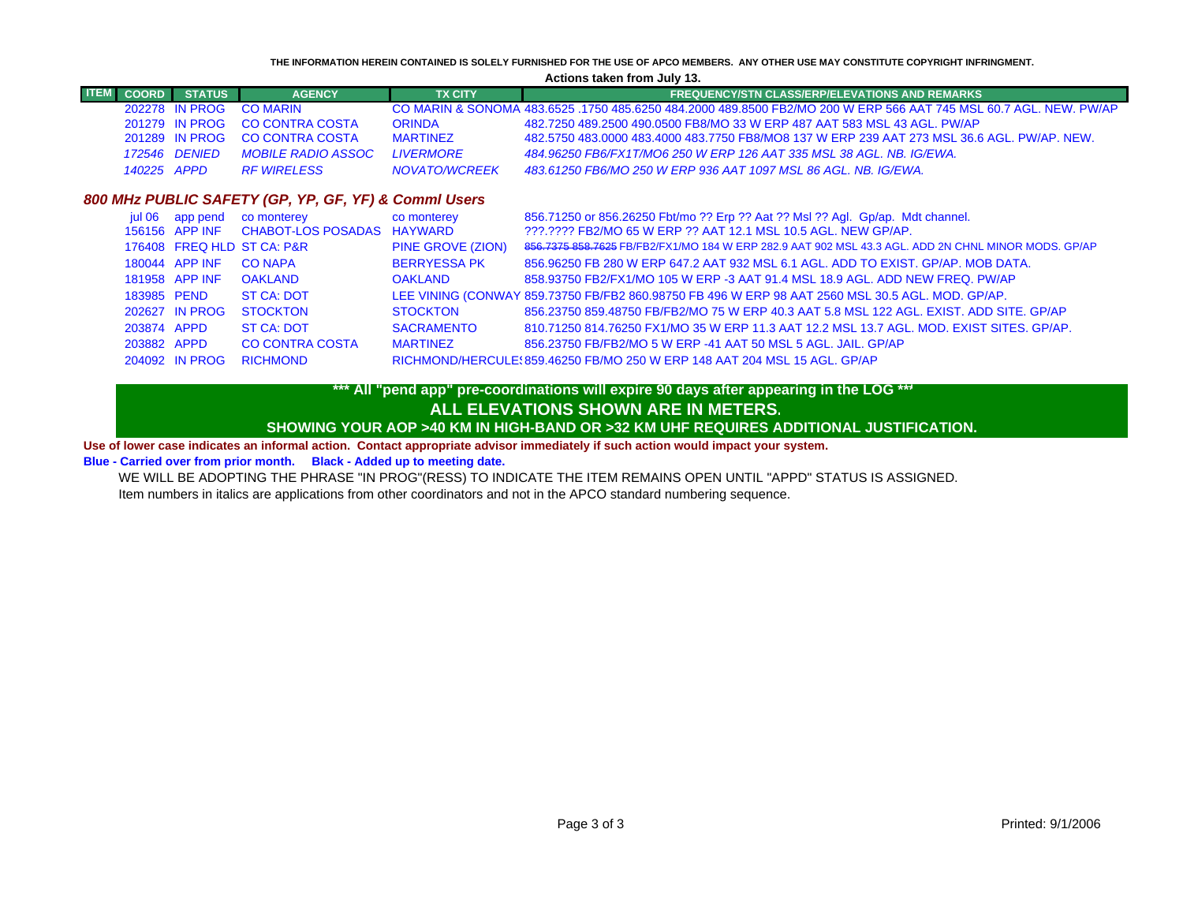**THE INFORMATION HEREIN CONTAINED IS SOLELY FURNISHED FOR THE USE OF APCO MEMBERS. ANY OTHER USE MAY CONSTITUTE COPYRIGHT INFRINGMENT.**

**Actions taken from July 13.**

| ITEM | COORD | STATUS | AGENCY | TX CITY | FREQUENCY/STN CLASS/ERP/ELEVATIONS AND REMARKS |
|---|---|---|---|---|---|
| | 202278 | IN PROG | CO MARIN | CO MARIN & SONOMA | 483.6525 .1750 485.6250 484.2000 489.8500 FB2/MO 200 W ERP 566 AAT 745 MSL 60.7 AGL. NEW. PW/AP |
| | 201279 | IN PROG | CO CONTRA COSTA | ORINDA | 482.7250 489.2500 490.0500 FB8/MO 33 W ERP 487 AAT 583 MSL 43 AGL. PW/AP |
| | 201289 | IN PROG | CO CONTRA COSTA | MARTINEZ | 482.5750 483.0000 483.4000 483.7750 FB8/MO8 137 W ERP 239 AAT 273 MSL 36.6 AGL. PW/AP. NEW. |
| | *172546* | *DENIED* | *MOBILE RADIO ASSOC* | *LIVERMORE* | *484.96250 FB6/FX1T/MO6 250 W ERP 126 AAT 335 MSL 38 AGL. NB. IG/EWA.* |
| | *140225* | *APPD* | *RF WIRELESS* | *NOVATO/WCREEK* | *483.61250 FB6/MO 250 W ERP 936 AAT 1097 MSL 86 AGL. NB. IG/EWA.* |

### *800 MHz PUBLIC SAFETY (GP, YP, GF, YF) & Comml Users*

| ITEM | COORD | STATUS | AGENCY | TX CITY | FREQUENCY/STN CLASS/ERP/ELEVATIONS AND REMARKS |
|---|---|---|---|---|---|
| | jul 06 | app pend | co monterey | co monterey | 856.71250 or 856.26250 Fbt/mo ?? Erp ?? Aat ?? Msl ?? Agl. Gp/ap. Mdt channel. |
| | 156156 | APP INF | CHABOT-LOS POSADAS | HAYWARD | ???.???? FB2/MO 65 W ERP ?? AAT 12.1 MSL 10.5 AGL. NEW GP/AP. |
| | 176408 | FREQ HLD | ST CA: P&R | PINE GROVE (ZION) | ~~856.7375 858.7625~~ FB/FB2/FX1/MO 184 W ERP 282.9 AAT 902 MSL 43.3 AGL. ADD 2N CHNL MINOR MODS. GP/AP |
| | 180044 | APP INF | CO NAPA | BERRYESSA PK | 856.96250 FB 280 W ERP 647.2 AAT 932 MSL 6.1 AGL. ADD TO EXIST. GP/AP. MOB DATA. |
| | 181958 | APP INF | OAKLAND | OAKLAND | 858.93750 FB2/FX1/MO 105 W ERP -3 AAT 91.4 MSL 18.9 AGL. ADD NEW FREQ. PW/AP |
| | 183985 | PEND | ST CA: DOT | LEE VINING (CONWAY | 859.73750 FB/FB2 860.98750 FB 496 W ERP 98 AAT 2560 MSL 30.5 AGL. MOD. GP/AP. |
| | 202627 | IN PROG | STOCKTON | STOCKTON | 856.23750 859.48750 FB/FB2/MO 75 W ERP 40.3 AAT 5.8 MSL 122 AGL. EXIST. ADD SITE. GP/AP |
| | 203874 | APPD | ST CA: DOT | SACRAMENTO | 810.71250 814.76250 FX1/MO 35 W ERP 11.3 AAT 12.2 MSL 13.7 AGL. MOD. EXIST SITES. GP/AP. |
| | 203882 | APPD | CO CONTRA COSTA | MARTINEZ | 856.23750 FB/FB2/MO 5 W ERP -41 AAT 50 MSL 5 AGL. JAIL. GP/AP |
| | 204092 | IN PROG | RICHMOND | RICHMOND/HERCULES | 859.46250 FB/MO 250 W ERP 148 AAT 204 MSL 15 AGL. GP/AP |

**\*\*\* All "pend app" pre-coordinations will expire 90 days after appearing in the LOG \*\*\***

**ALL ELEVATIONS SHOWN ARE IN METERS.**

**SHOWING YOUR AOP >40 KM IN HIGH-BAND OR >32 KM UHF REQUIRES ADDITIONAL JUSTIFICATION.**

**Use of lower case indicates an informal action. Contact appropriate advisor immediately if such action would impact your system.**

**Blue - Carried over from prior month. Black - Added up to meeting date.**

WE WILL BE ADOPTING THE PHRASE "IN PROG"(RESS) TO INDICATE THE ITEM REMAINS OPEN UNTIL "APPD" STATUS IS ASSIGNED.

Item numbers in italics are applications from other coordinators and not in the APCO standard numbering sequence.

Printed: 9/1/2006